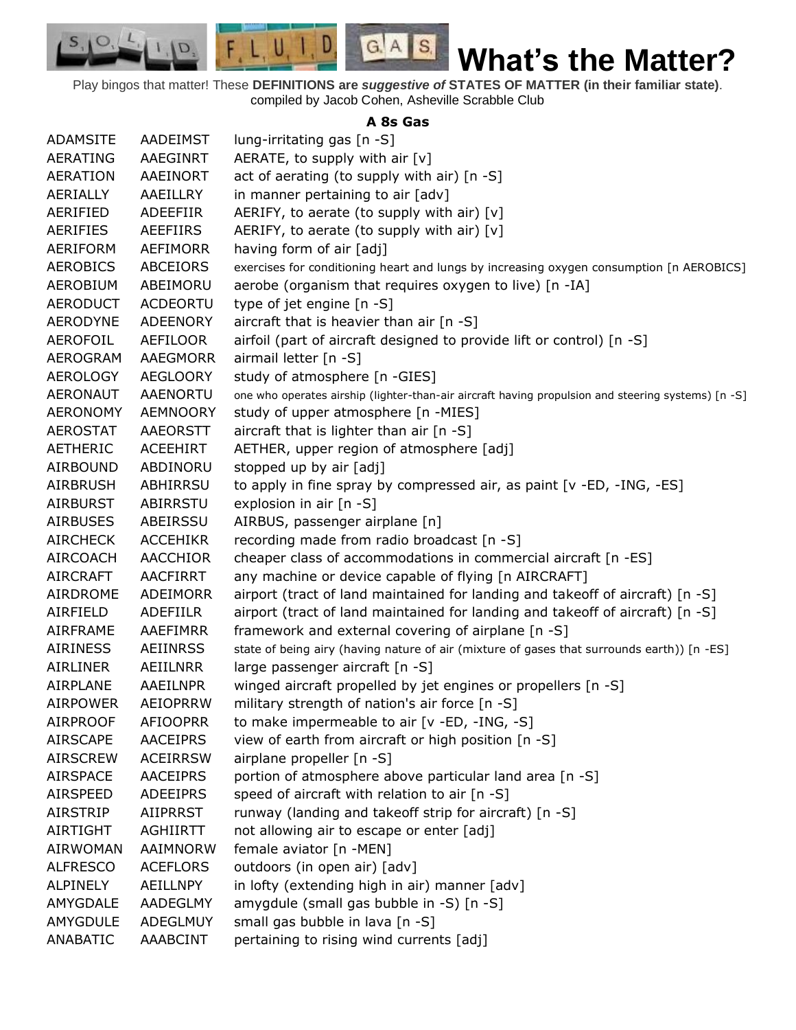# What's the Matter?

Play bingos that matter! These **DEFINITIONS are *suggestive of* STATES OF MATTER (in their familiar state)**.
compiled by Jacob Cohen, Asheville Scrabble Club

### A 8s Gas

| | | |
|---|---|---|
| ADAMSITE | AADEIMST | lung-irritating gas [n -S] |
| AERATING | AAEGINRT | AERATE, to supply with air [v] |
| AERATION | AAEINORT | act of aerating (to supply with air) [n -S] |
| AERIALLY | AAEILLRY | in manner pertaining to air [adv] |
| AERIFIED | ADEEFIIR | AERIFY, to aerate (to supply with air) [v] |
| AERIFIES | AEEFIIRS | AERIFY, to aerate (to supply with air) [v] |
| AERIFORM | AEFIMORR | having form of air [adj] |
| AEROBICS | ABCEIORS | exercises for conditioning heart and lungs by increasing oxygen consumption [n AEROBICS] |
| AEROBIUM | ABEIMORU | aerobe (organism that requires oxygen to live) [n -IA] |
| AERODUCT | ACDEORTU | type of jet engine [n -S] |
| AERODYNE | ADEENORY | aircraft that is heavier than air [n -S] |
| AEROFOIL | AEFILOOR | airfoil (part of aircraft designed to provide lift or control) [n -S] |
| AEROGRAM | AAEGMORR | airmail letter [n -S] |
| AEROLOGY | AEGLOORY | study of atmosphere [n -GIES] |
| AERONAUT | AAENORTU | one who operates airship (lighter-than-air aircraft having propulsion and steering systems) [n -S] |
| AERONOMY | AEMNOORY | study of upper atmosphere [n -MIES] |
| AEROSTAT | AAEORSTT | aircraft that is lighter than air [n -S] |
| AETHERIC | ACEEHIRT | AETHER, upper region of atmosphere [adj] |
| AIRBOUND | ABDINORU | stopped up by air [adj] |
| AIRBRUSH | ABHIRRSU | to apply in fine spray by compressed air, as paint [v -ED, -ING, -ES] |
| AIRBURST | ABIRRSTU | explosion in air [n -S] |
| AIRBUSES | ABEIRSSU | AIRBUS, passenger airplane [n] |
| AIRCHECK | ACCEHIKR | recording made from radio broadcast [n -S] |
| AIRCOACH | AACCHIOR | cheaper class of accommodations in commercial aircraft [n -ES] |
| AIRCRAFT | AACFIRRT | any machine or device capable of flying [n AIRCRAFT] |
| AIRDROME | ADEIMORR | airport (tract of land maintained for landing and takeoff of aircraft) [n -S] |
| AIRFIELD | ADEFIILR | airport (tract of land maintained for landing and takeoff of aircraft) [n -S] |
| AIRFRAME | AAEFIMRR | framework and external covering of airplane [n -S] |
| AIRINESS | AEIINRSS | state of being airy (having nature of air (mixture of gases that surrounds earth)) [n -ES] |
| AIRLINER | AEIILNRR | large passenger aircraft [n -S] |
| AIRPLANE | AAEILNPR | winged aircraft propelled by jet engines or propellers [n -S] |
| AIRPOWER | AEIOPRRW | military strength of nation's air force [n -S] |
| AIRPROOF | AFIOOPRR | to make impermeable to air [v -ED, -ING, -S] |
| AIRSCAPE | AACEIPRS | view of earth from aircraft or high position [n -S] |
| AIRSCREW | ACEIRRSW | airplane propeller [n -S] |
| AIRSPACE | AACEIPRS | portion of atmosphere above particular land area [n -S] |
| AIRSPEED | ADEEIPRS | speed of aircraft with relation to air [n -S] |
| AIRSTRIP | AIIPRRST | runway (landing and takeoff strip for aircraft) [n -S] |
| AIRTIGHT | AGHIIRTT | not allowing air to escape or enter [adj] |
| AIRWOMAN | AAIMNORW | female aviator [n -MEN] |
| ALFRESCO | ACEFLORS | outdoors (in open air) [adv] |
| ALPINELY | AEILLNPY | in lofty (extending high in air) manner [adv] |
| AMYGDALE | AADEGLMY | amygdule (small gas bubble in -S) [n -S] |
| AMYGDULE | ADEGLMUY | small gas bubble in lava [n -S] |
| ANABATIC | AAABCINT | pertaining to rising wind currents [adj] |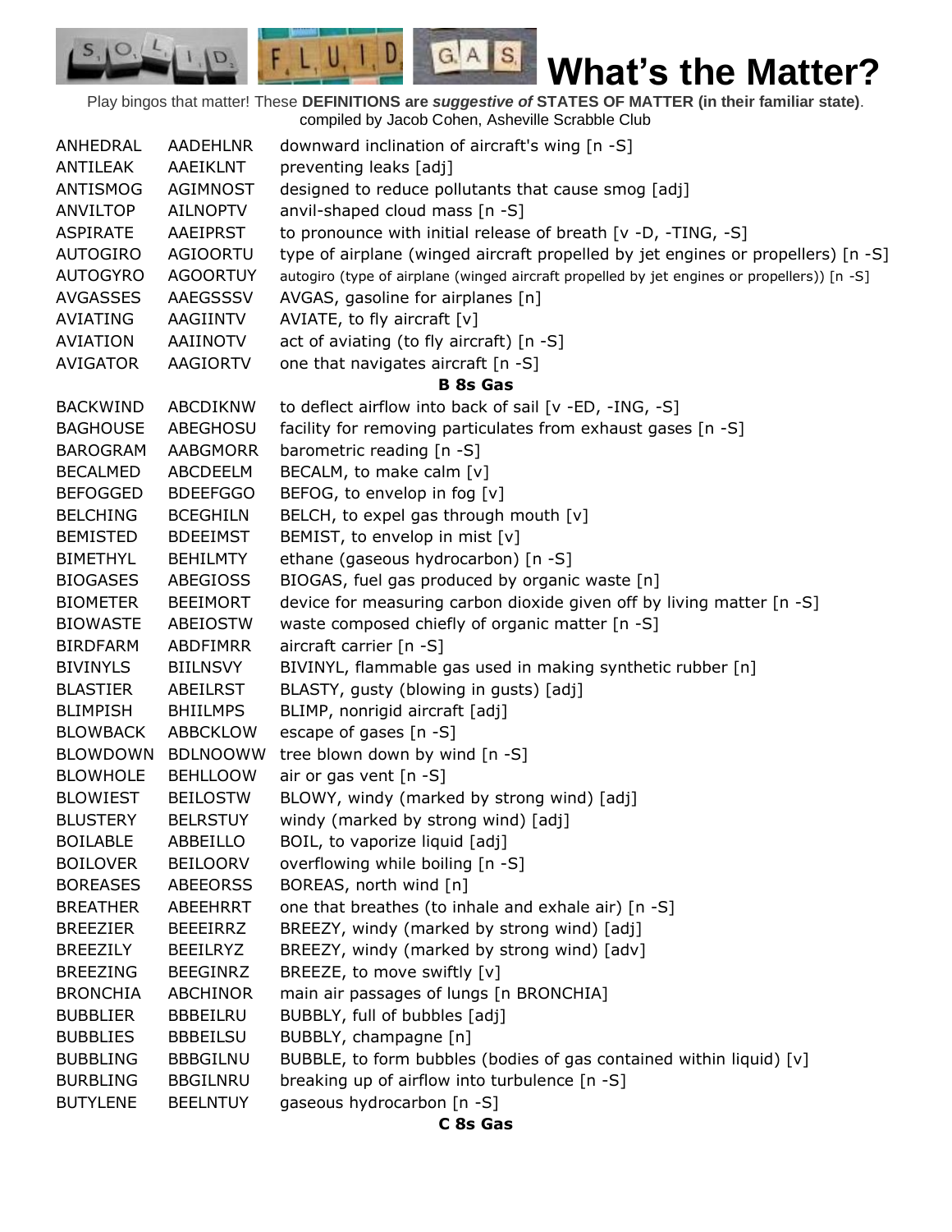# What's the Matter?

Play bingos that matter! These **DEFINITIONS are *suggestive of* STATES OF MATTER (in their familiar state)**.
compiled by Jacob Cohen, Asheville Scrabble Club

| | | |
|---|---|---|
| ANHEDRAL | AADEHLNR | downward inclination of aircraft's wing [n -S] |
| ANTILEAK | AAEIKLNT | preventing leaks [adj] |
| ANTISMOG | AGIMNOST | designed to reduce pollutants that cause smog [adj] |
| ANVILTOP | AILNOPTV | anvil-shaped cloud mass [n -S] |
| ASPIRATE | AAEIPRST | to pronounce with initial release of breath [v -D, -TING, -S] |
| AUTOGIRO | AGIOORTU | type of airplane (winged aircraft propelled by jet engines or propellers) [n -S] |
| AUTOGYRO | AGOORTUY | autogiro (type of airplane (winged aircraft propelled by jet engines or propellers)) [n -S] |
| AVGASSES | AAEGSSSV | AVGAS, gasoline for airplanes [n] |
| AVIATING | AAGIINTV | AVIATE, to fly aircraft [v] |
| AVIATION | AAIINOTV | act of aviating (to fly aircraft) [n -S] |
| AVIGATOR | AAGIORTV | one that navigates aircraft [n -S] |

**B 8s Gas**

| | | |
|---|---|---|
| BACKWIND | ABCDIKNW | to deflect airflow into back of sail [v -ED, -ING, -S] |
| BAGHOUSE | ABEGHOSU | facility for removing particulates from exhaust gases [n -S] |
| BAROGRAM | AABGMORR | barometric reading [n -S] |
| BECALMED | ABCDEELM | BECALM, to make calm [v] |
| BEFOGGED | BDEEFGGO | BEFOG, to envelop in fog [v] |
| BELCHING | BCEGHILN | BELCH, to expel gas through mouth [v] |
| BEMISTED | BDEEIMST | BEMIST, to envelop in mist [v] |
| BIMETHYL | BEHILMTY | ethane (gaseous hydrocarbon) [n -S] |
| BIOGASES | ABEGIOSS | BIOGAS, fuel gas produced by organic waste [n] |
| BIOMETER | BEEIMORT | device for measuring carbon dioxide given off by living matter [n -S] |
| BIOWASTE | ABEIOSTW | waste composed chiefly of organic matter [n -S] |
| BIRDFARM | ABDFIMRR | aircraft carrier [n -S] |
| BIVINYLS | BIILNSVY | BIVINYL, flammable gas used in making synthetic rubber [n] |
| BLASTIER | ABEILRST | BLASTY, gusty (blowing in gusts) [adj] |
| BLIMPISH | BHIILMPS | BLIMP, nonrigid aircraft [adj] |
| BLOWBACK | ABBCKLOW | escape of gases [n -S] |
| BLOWDOWN | BDLNOOWW | tree blown down by wind [n -S] |
| BLOWHOLE | BEHLLOOW | air or gas vent [n -S] |
| BLOWIEST | BEILOSTW | BLOWY, windy (marked by strong wind) [adj] |
| BLUSTERY | BELRSTUY | windy (marked by strong wind) [adj] |
| BOILABLE | ABBEILLO | BOIL, to vaporize liquid [adj] |
| BOILOVER | BEILOORV | overflowing while boiling [n -S] |
| BOREASES | ABEEORSS | BOREAS, north wind [n] |
| BREATHER | ABEEHRRT | one that breathes (to inhale and exhale air) [n -S] |
| BREEZIER | BEEEIRRZ | BREEZY, windy (marked by strong wind) [adj] |
| BREEZILY | BEEILRYZ | BREEZY, windy (marked by strong wind) [adv] |
| BREEZING | BEEGINRZ | BREEZE, to move swiftly [v] |
| BRONCHIA | ABCHINOR | main air passages of lungs [n BRONCHIA] |
| BUBBLIER | BBBEILRU | BUBBLY, full of bubbles [adj] |
| BUBBLIES | BBBEILSU | BUBBLY, champagne [n] |
| BUBBLING | BBBGILNU | BUBBLE, to form bubbles (bodies of gas contained within liquid) [v] |
| BURBLING | BBGILNRU | breaking up of airflow into turbulence [n -S] |
| BUTYLENE | BEELNTUY | gaseous hydrocarbon [n -S] |

**C 8s Gas**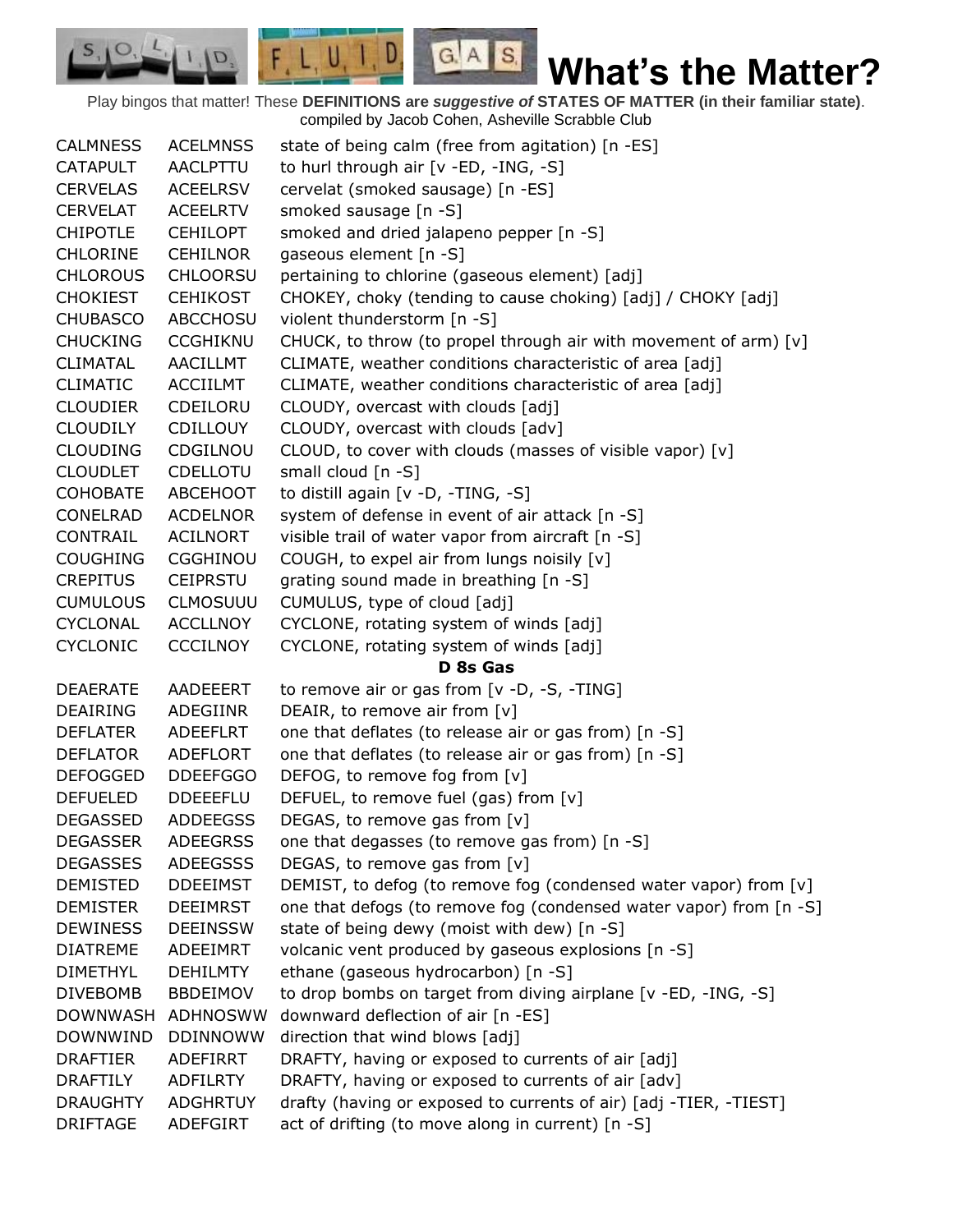# What's the Matter?

Play bingos that matter! These **DEFINITIONS are *suggestive of* STATES OF MATTER (in their familiar state)**.
compiled by Jacob Cohen, Asheville Scrabble Club

| | | |
|---|---|---|
| CALMNESS | ACELMNSS | state of being calm (free from agitation) [n -ES] |
| CATAPULT | AACLPTTU | to hurl through air [v -ED, -ING, -S] |
| CERVELAS | ACEELRSV | cervelat (smoked sausage) [n -ES] |
| CERVELAT | ACEELRTV | smoked sausage [n -S] |
| CHIPOTLE | CEHILOPT | smoked and dried jalapeno pepper [n -S] |
| CHLORINE | CEHILNOR | gaseous element [n -S] |
| CHLOROUS | CHLOORSU | pertaining to chlorine (gaseous element) [adj] |
| CHOKIEST | CEHIKOST | CHOKEY, choky (tending to cause choking) [adj] / CHOKY [adj] |
| CHUBASCO | ABCCHOSU | violent thunderstorm [n -S] |
| CHUCKING | CCGHIKNU | CHUCK, to throw (to propel through air with movement of arm) [v] |
| CLIMATAL | AACILLMT | CLIMATE, weather conditions characteristic of area [adj] |
| CLIMATIC | ACCIILMT | CLIMATE, weather conditions characteristic of area [adj] |
| CLOUDIER | CDEILORU | CLOUDY, overcast with clouds [adj] |
| CLOUDILY | CDILLOUY | CLOUDY, overcast with clouds [adv] |
| CLOUDING | CDGILNOU | CLOUD, to cover with clouds (masses of visible vapor) [v] |
| CLOUDLET | CDELLOTU | small cloud [n -S] |
| COHOBATE | ABCEHOOT | to distill again [v -D, -TING, -S] |
| CONELRAD | ACDELNOR | system of defense in event of air attack [n -S] |
| CONTRAIL | ACILNORT | visible trail of water vapor from aircraft [n -S] |
| COUGHING | CGGHINOU | COUGH, to expel air from lungs noisily [v] |
| CREPITUS | CEIPRSTU | grating sound made in breathing [n -S] |
| CUMULOUS | CLMOSUUU | CUMULUS, type of cloud [adj] |
| CYCLONAL | ACCLLNOY | CYCLONE, rotating system of winds [adj] |
| CYCLONIC | CCCILNOY | CYCLONE, rotating system of winds [adj] |
| | | **D 8s Gas** |
| DEAERATE | AADEEERT | to remove air or gas from [v -D, -S, -TING] |
| DEAIRING | ADEGIINR | DEAIR, to remove air from [v] |
| DEFLATER | ADEEFLRT | one that deflates (to release air or gas from) [n -S] |
| DEFLATOR | ADEFLORT | one that deflates (to release air or gas from) [n -S] |
| DEFOGGED | DDEEFGGO | DEFOG, to remove fog from [v] |
| DEFUELED | DDEEEFLU | DEFUEL, to remove fuel (gas) from [v] |
| DEGASSED | ADDEEGSS | DEGAS, to remove gas from [v] |
| DEGASSER | ADEEGRSS | one that degasses (to remove gas from) [n -S] |
| DEGASSES | ADEEGSSS | DEGAS, to remove gas from [v] |
| DEMISTED | DDEEIMST | DEMIST, to defog (to remove fog (condensed water vapor) from [v] |
| DEMISTER | DEEIMRST | one that defogs (to remove fog (condensed water vapor) from [n -S] |
| DEWINESS | DEEINSSW | state of being dewy (moist with dew) [n -S] |
| DIATREME | ADEEIMRT | volcanic vent produced by gaseous explosions [n -S] |
| DIMETHYL | DEHILMTY | ethane (gaseous hydrocarbon) [n -S] |
| DIVEBOMB | BBDEIMOV | to drop bombs on target from diving airplane [v -ED, -ING, -S] |
| DOWNWASH | ADHNOSWW | downward deflection of air [n -ES] |
| DOWNWIND | DDINNOWW | direction that wind blows [adj] |
| DRAFTIER | ADEFIRRT | DRAFTY, having or exposed to currents of air [adj] |
| DRAFTILY | ADFILRTY | DRAFTY, having or exposed to currents of air [adv] |
| DRAUGHTY | ADGHRTUY | drafty (having or exposed to currents of air) [adj -TIER, -TIEST] |
| DRIFTAGE | ADEFGIRT | act of drifting (to move along in current) [n -S] |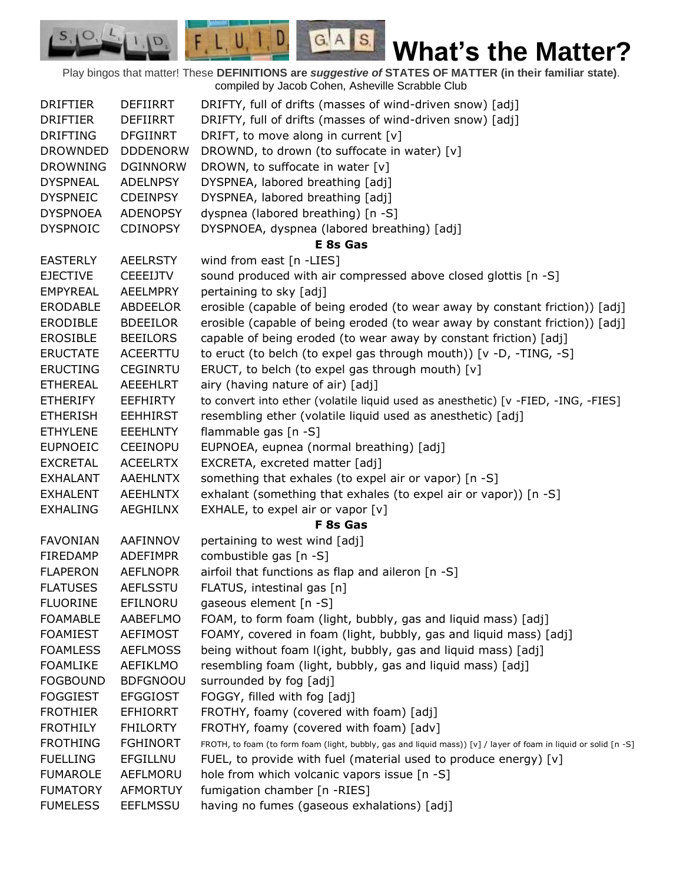# What's the Matter?

Play bingos that matter! These **DEFINITIONS are *suggestive of* STATES OF MATTER (in their familiar state)**.
compiled by Jacob Cohen, Asheville Scrabble Club

| | | |
|---|---|---|
| DRIFTIER | DEFIIRRT | DRIFTY, full of drifts (masses of wind-driven snow) [adj] |
| DRIFTIER | DEFIIRRT | DRIFTY, full of drifts (masses of wind-driven snow) [adj] |
| DRIFTING | DFGIINRT | DRIFT, to move along in current [v] |
| DROWNDED | DDDENORW | DROWND, to drown (to suffocate in water) [v] |
| DROWNING | DGINNORW | DROWN, to suffocate in water [v] |
| DYSPNEAL | ADELNPSY | DYSPNEA, labored breathing [adj] |
| DYSPNEIC | CDEINPSY | DYSPNEA, labored breathing [adj] |
| DYSPNOEA | ADENOPSY | dyspnea (labored breathing) [n -S] |
| DYSPNOIC | CDINOPSY | DYSPNOEA, dyspnea (labored breathing) [adj] |
| | | **E 8s Gas** |
| EASTERLY | AEELRSTY | wind from east [n -LIES] |
| EJECTIVE | CEEEIJTV | sound produced with air compressed above closed glottis [n -S] |
| EMPYREAL | AEELMPRY | pertaining to sky [adj] |
| ERODABLE | ABDEELOR | erosible (capable of being eroded (to wear away by constant friction)) [adj] |
| ERODIBLE | BDEEILOR | erosible (capable of being eroded (to wear away by constant friction)) [adj] |
| EROSIBLE | BEEILORS | capable of being eroded (to wear away by constant friction) [adj] |
| ERUCTATE | ACEERTTU | to eruct (to belch (to expel gas through mouth)) [v -D, -TING, -S] |
| ERUCTING | CEGINRTU | ERUCT, to belch (to expel gas through mouth) [v] |
| ETHEREAL | AEEEHLRT | airy (having nature of air) [adj] |
| ETHERIFY | EEFHIRTY | to convert into ether (volatile liquid used as anesthetic) [v -FIED, -ING, -FIES] |
| ETHERISH | EEHHIRST | resembling ether (volatile liquid used as anesthetic) [adj] |
| ETHYLENE | EEEHLNTY | flammable gas [n -S] |
| EUPNOEIC | CEEINOPU | EUPNOEA, eupnea (normal breathing) [adj] |
| EXCRETAL | ACEELRTX | EXCRETA, excreted matter [adj] |
| EXHALANT | AAEHLNTX | something that exhales (to expel air or vapor) [n -S] |
| EXHALENT | AEEHLNTX | exhalant (something that exhales (to expel air or vapor)) [n -S] |
| EXHALING | AEGHILNX | EXHALE, to expel air or vapor [v] |
| | | **F 8s Gas** |
| FAVONIAN | AAFINNOV | pertaining to west wind [adj] |
| FIREDAMP | ADEFIMPR | combustible gas [n -S] |
| FLAPERON | AEFLNOPR | airfoil that functions as flap and aileron [n -S] |
| FLATUSES | AEFLSSTU | FLATUS, intestinal gas [n] |
| FLUORINE | EFILNORU | gaseous element [n -S] |
| FOAMABLE | AABEFLMO | FOAM, to form foam (light, bubbly, gas and liquid mass) [adj] |
| FOAMIEST | AEFIMOST | FOAMY, covered in foam (light, bubbly, gas and liquid mass) [adj] |
| FOAMLESS | AEFLMOSS | being without foam l(ight, bubbly, gas and liquid mass) [adj] |
| FOAMLIKE | AEFIKLMO | resembling foam (light, bubbly, gas and liquid mass) [adj] |
| FOGBOUND | BDFGNOOU | surrounded by fog [adj] |
| FOGGIEST | EFGGIOST | FOGGY, filled with fog [adj] |
| FROTHIER | EFHIORRT | FROTHY, foamy (covered with foam) [adj] |
| FROTHILY | FHILORTY | FROTHY, foamy (covered with foam) [adv] |
| FROTHING | FGHINORT | FROTH, to foam (to form foam (light, bubbly, gas and liquid mass)) [v] / layer of foam in liquid or solid [n -S] |
| FUELLING | EFGILLNU | FUEL, to provide with fuel (material used to produce energy) [v] |
| FUMAROLE | AEFLMORU | hole from which volcanic vapors issue [n -S] |
| FUMATORY | AFMORTUY | fumigation chamber [n -RIES] |
| FUMELESS | EEFLMSSU | having no fumes (gaseous exhalations) [adj] |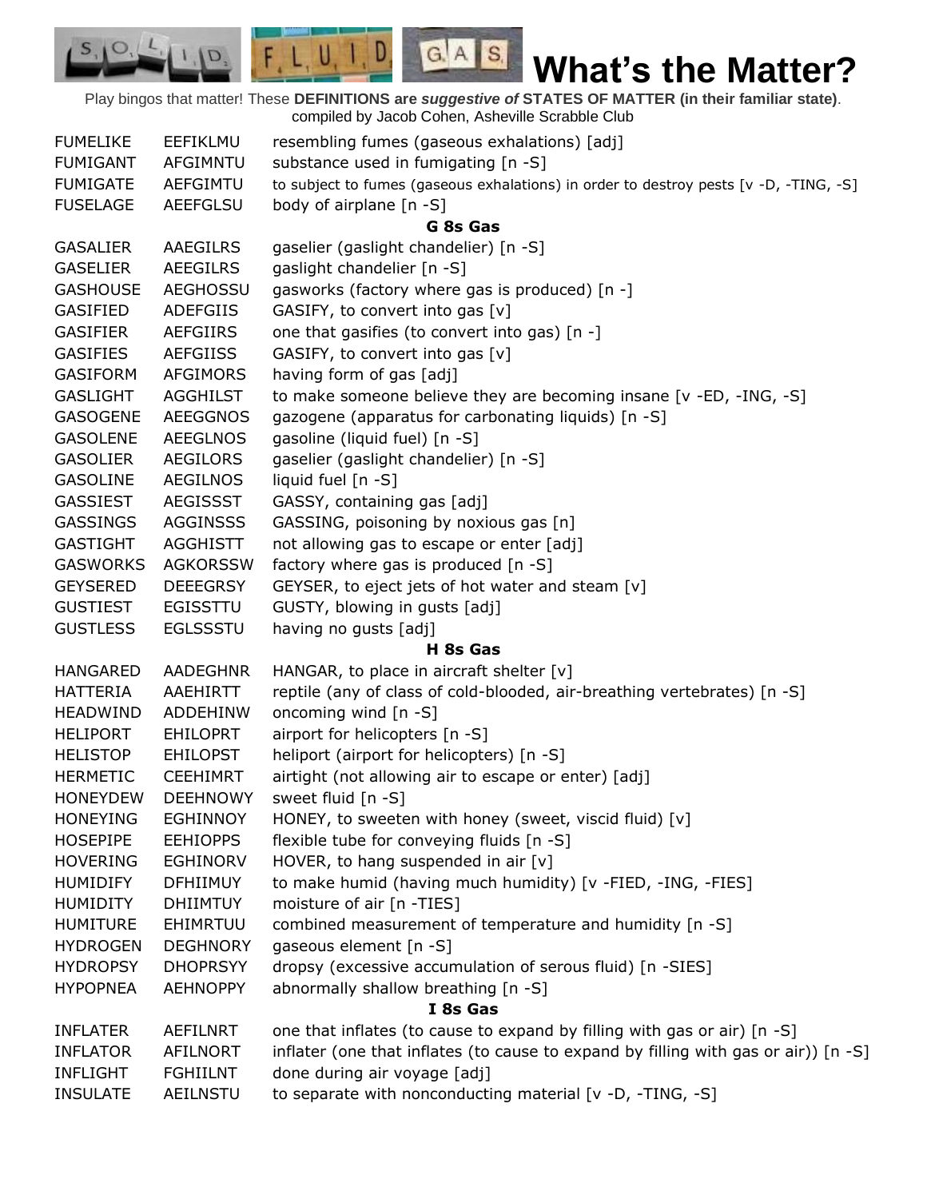# What's the Matter?

Play bingos that matter! These **DEFINITIONS are *suggestive of* STATES OF MATTER (in their familiar state)**.
compiled by Jacob Cohen, Asheville Scrabble Club

| | | |
|---|---|---|
| FUMELIKE | EEFIKLMU | resembling fumes (gaseous exhalations) [adj] |
| FUMIGANT | AFGIMNTU | substance used in fumigating [n -S] |
| FUMIGATE | AEFGIMTU | to subject to fumes (gaseous exhalations) in order to destroy pests [v -D, -TING, -S] |
| FUSELAGE | AEEFGLSU | body of airplane [n -S] |
| | | **G 8s Gas** |
| GASALIER | AAEGILRS | gaselier (gaslight chandelier) [n -S] |
| GASELIER | AEEGILRS | gaslight chandelier [n -S] |
| GASHOUSE | AEGHOSSU | gasworks (factory where gas is produced) [n -] |
| GASIFIED | ADEFGIIS | GASIFY, to convert into gas [v] |
| GASIFIER | AEFGIIRS | one that gasifies (to convert into gas) [n -] |
| GASIFIES | AEFGIISS | GASIFY, to convert into gas [v] |
| GASIFORM | AFGIMORS | having form of gas [adj] |
| GASLIGHT | AGGHILST | to make someone believe they are becoming insane [v -ED, -ING, -S] |
| GASOGENE | AEEGGNOS | gazogene (apparatus for carbonating liquids) [n -S] |
| GASOLENE | AEEGLNOS | gasoline (liquid fuel) [n -S] |
| GASOLIER | AEGILORS | gaselier (gaslight chandelier) [n -S] |
| GASOLINE | AEGILNOS | liquid fuel [n -S] |
| GASSIEST | AEGISSST | GASSY, containing gas [adj] |
| GASSINGS | AGGINSSS | GASSING, poisoning by noxious gas [n] |
| GASTIGHT | AGGHISTT | not allowing gas to escape or enter [adj] |
| GASWORKS | AGKORSSW | factory where gas is produced [n -S] |
| GEYSERED | DEEEGRSY | GEYSER, to eject jets of hot water and steam [v] |
| GUSTIEST | EGISSTTU | GUSTY, blowing in gusts [adj] |
| GUSTLESS | EGLSSSTU | having no gusts [adj] |
| | | **H 8s Gas** |
| HANGARED | AADEGHNR | HANGAR, to place in aircraft shelter [v] |
| HATTERIA | AAEHIRTT | reptile (any of class of cold-blooded, air-breathing vertebrates) [n -S] |
| HEADWIND | ADDEHINW | oncoming wind [n -S] |
| HELIPORT | EHILOPRT | airport for helicopters [n -S] |
| HELISTOP | EHILOPST | heliport (airport for helicopters) [n -S] |
| HERMETIC | CEEHIMRT | airtight (not allowing air to escape or enter) [adj] |
| HONEYDEW | DEEHNOWY | sweet fluid [n -S] |
| HONEYING | EGHINNOY | HONEY, to sweeten with honey (sweet, viscid fluid) [v] |
| HOSEPIPE | EEHIOPPS | flexible tube for conveying fluids [n -S] |
| HOVERING | EGHINORV | HOVER, to hang suspended in air [v] |
| HUMIDIFY | DFHIIMUY | to make humid (having much humidity) [v -FIED, -ING, -FIES] |
| HUMIDITY | DHIIMTUY | moisture of air [n -TIES] |
| HUMITURE | EHIMRTUU | combined measurement of temperature and humidity [n -S] |
| HYDROGEN | DEGHNORY | gaseous element [n -S] |
| HYDROPSY | DHOPRSYY | dropsy (excessive accumulation of serous fluid) [n -SIES] |
| HYPOPNEA | AEHNOPPY | abnormally shallow breathing [n -S] |
| | | **I 8s Gas** |
| INFLATER | AEFILNRT | one that inflates (to cause to expand by filling with gas or air) [n -S] |
| INFLATOR | AFILNORT | inflater (one that inflates (to cause to expand by filling with gas or air)) [n -S] |
| INFLIGHT | FGHIILNT | done during air voyage [adj] |
| INSULATE | AEILNSTU | to separate with nonconducting material [v -D, -TING, -S] |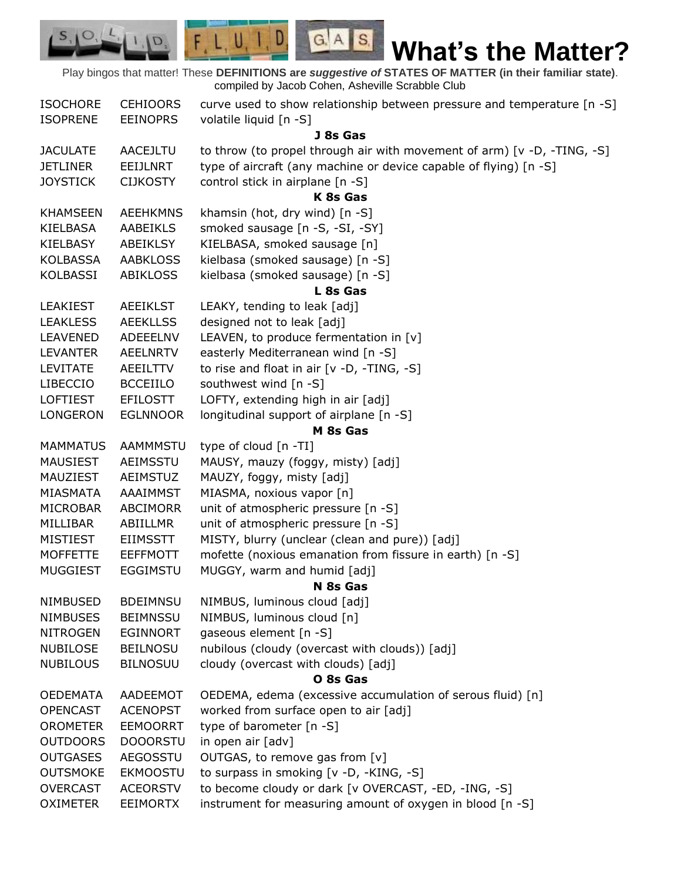# What's the Matter?

Play bingos that matter! These **DEFINITIONS are *suggestive of* STATES OF MATTER (in their familiar state)**. compiled by Jacob Cohen, Asheville Scrabble Club

| | | |
|---|---|---|
| ISOCHORE | CEHIOORS | curve used to show relationship between pressure and temperature [n -S] |
| ISOPRENE | EEINOPRS | volatile liquid [n -S] |
| | | **J 8s Gas** |
| JACULATE | AACEJLTU | to throw (to propel through air with movement of arm) [v -D, -TING, -S] |
| JETLINER | EEIJLNRT | type of aircraft (any machine or device capable of flying) [n -S] |
| JOYSTICK | CIJKOSTY | control stick in airplane [n -S] |
| | | **K 8s Gas** |
| KHAMSEEN | AEEHKMNS | khamsin (hot, dry wind) [n -S] |
| KIELBASA | AABEIKLS | smoked sausage [n -S, -SI, -SY] |
| KIELBASY | ABEIKLSY | KIELBASA, smoked sausage [n] |
| KOLBASSA | AABKLOSS | kielbasa (smoked sausage) [n -S] |
| KOLBASSI | ABIKLOSS | kielbasa (smoked sausage) [n -S] |
| | | **L 8s Gas** |
| LEAKIEST | AEEIKLST | LEAKY, tending to leak [adj] |
| LEAKLESS | AEEKLLSS | designed not to leak [adj] |
| LEAVENED | ADEEELNV | LEAVEN, to produce fermentation in [v] |
| LEVANTER | AEELNRTV | easterly Mediterranean wind [n -S] |
| LEVITATE | AEEILTTV | to rise and float in air [v -D, -TING, -S] |
| LIBECCIO | BCCEIILO | southwest wind [n -S] |
| LOFTIEST | EFILOSTT | LOFTY, extending high in air [adj] |
| LONGERON | EGLNNOOR | longitudinal support of airplane [n -S] |
| | | **M 8s Gas** |
| MAMMATUS | AAMMMSTU | type of cloud [n -TI] |
| MAUSIEST | AEIMSSTU | MAUSY, mauzy (foggy, misty) [adj] |
| MAUZIEST | AEIMSTUZ | MAUZY, foggy, misty [adj] |
| MIASMATA | AAAIMMST | MIASMA, noxious vapor [n] |
| MICROBAR | ABCIMORR | unit of atmospheric pressure [n -S] |
| MILLIBAR | ABIILLMR | unit of atmospheric pressure [n -S] |
| MISTIEST | EIIMSSTT | MISTY, blurry (unclear (clean and pure)) [adj] |
| MOFFETTE | EEFFMOTT | mofette (noxious emanation from fissure in earth) [n -S] |
| MUGGIEST | EGGIMSTU | MUGGY, warm and humid [adj] |
| | | **N 8s Gas** |
| NIMBUSED | BDEIMNSU | NIMBUS, luminous cloud [adj] |
| NIMBUSES | BEIMNSSU | NIMBUS, luminous cloud [n] |
| NITROGEN | EGINNORT | gaseous element [n -S] |
| NUBILOSE | BEILNOSU | nubilous (cloudy (overcast with clouds)) [adj] |
| NUBILOUS | BILNOSUU | cloudy (overcast with clouds) [adj] |
| | | **O 8s Gas** |
| OEDEMATA | AADEEMOT | OEDEMA, edema (excessive accumulation of serous fluid) [n] |
| OPENCAST | ACENOPST | worked from surface open to air [adj] |
| OROMETER | EEMOORRT | type of barometer [n -S] |
| OUTDOORS | DOOORSTU | in open air [adv] |
| OUTGASES | AEGOSSTU | OUTGAS, to remove gas from [v] |
| OUTSMOKE | EKMOOSTU | to surpass in smoking [v -D, -KING, -S] |
| OVERCAST | ACEORSTV | to become cloudy or dark [v OVERCAST, -ED, -ING, -S] |
| OXIMETER | EEIMORTX | instrument for measuring amount of oxygen in blood [n -S] |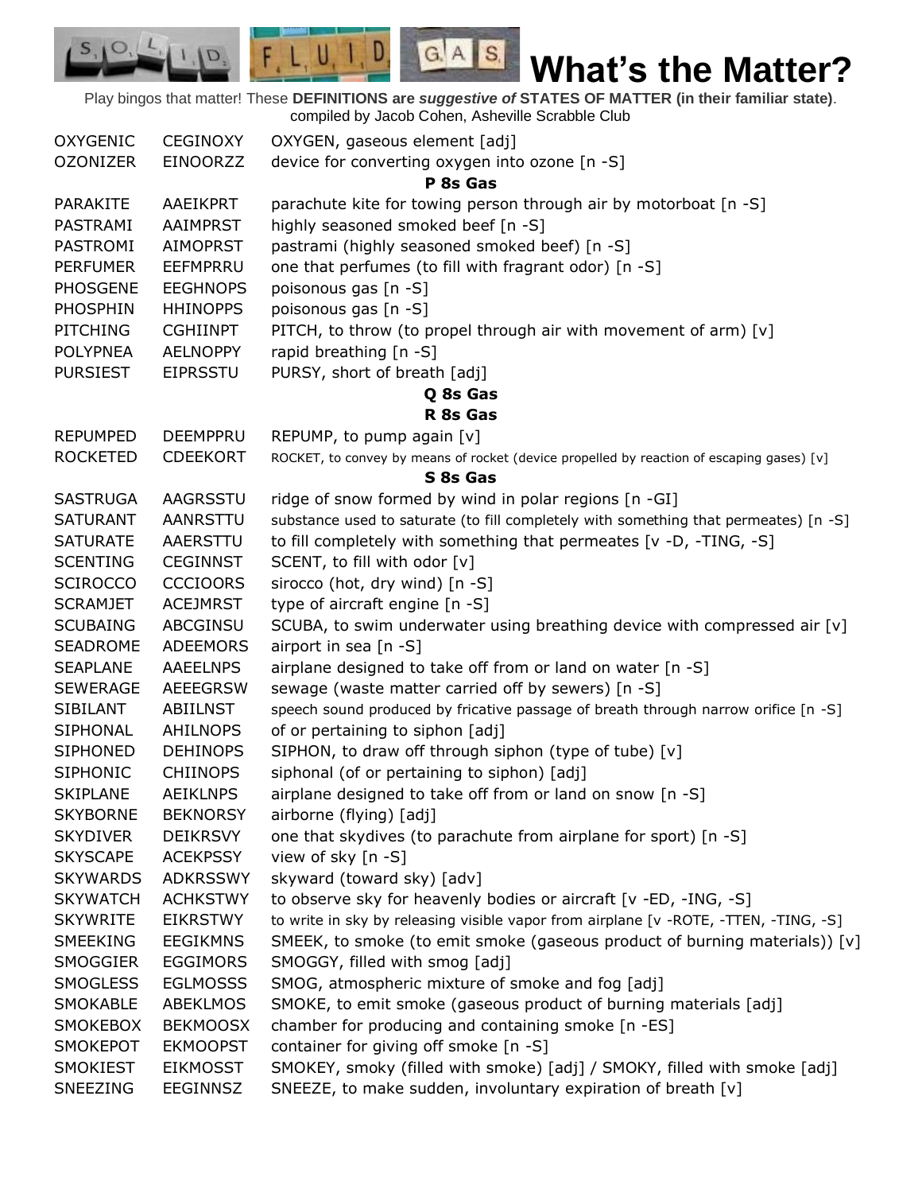# What's the Matter?

Play bingos that matter! These **DEFINITIONS are *suggestive of* STATES OF MATTER (in their familiar state)**. compiled by Jacob Cohen, Asheville Scrabble Club

| | | |
|---|---|---|
| OXYGENIC | CEGINOXY | OXYGEN, gaseous element [adj] |
| OZONIZER | EINOORZZ | device for converting oxygen into ozone [n -S] |
| | | **P 8s Gas** |
| PARAKITE | AAEIKPRT | parachute kite for towing person through air by motorboat [n -S] |
| PASTRAMI | AAIMPRST | highly seasoned smoked beef [n -S] |
| PASTROMI | AIMOPRST | pastrami (highly seasoned smoked beef) [n -S] |
| PERFUMER | EEFMPRRU | one that perfumes (to fill with fragrant odor) [n -S] |
| PHOSGENE | EEGHNOPS | poisonous gas [n -S] |
| PHOSPHIN | HHINOPPS | poisonous gas [n -S] |
| PITCHING | CGHIINPT | PITCH, to throw (to propel through air with movement of arm) [v] |
| POLYPNEA | AELNOPPY | rapid breathing [n -S] |
| PURSIEST | EIPRSSTU | PURSY, short of breath [adj] |
| | | **Q 8s Gas** |
| | | **R 8s Gas** |
| REPUMPED | DEEMPPRU | REPUMP, to pump again [v] |
| ROCKETED | CDEEKORT | ROCKET, to convey by means of rocket (device propelled by reaction of escaping gases) [v] |
| | | **S 8s Gas** |
| SASTRUGA | AAGRSSTU | ridge of snow formed by wind in polar regions [n -GI] |
| SATURANT | AANRSTTU | substance used to saturate (to fill completely with something that permeates) [n -S] |
| SATURATE | AAERSTTU | to fill completely with something that permeates [v -D, -TING, -S] |
| SCENTING | CEGINNST | SCENT, to fill with odor [v] |
| SCIROCCO | CCCIOORS | sirocco (hot, dry wind) [n -S] |
| SCRAMJET | ACEJMRST | type of aircraft engine [n -S] |
| SCUBAING | ABCGINSU | SCUBA, to swim underwater using breathing device with compressed air [v] |
| SEADROME | ADEEMORS | airport in sea [n -S] |
| SEAPLANE | AAEELNPS | airplane designed to take off from or land on water [n -S] |
| SEWERAGE | AEEEGRSW | sewage (waste matter carried off by sewers) [n -S] |
| SIBILANT | ABIILNST | speech sound produced by fricative passage of breath through narrow orifice [n -S] |
| SIPHONAL | AHILNOPS | of or pertaining to siphon [adj] |
| SIPHONED | DEHINOPS | SIPHON, to draw off through siphon (type of tube) [v] |
| SIPHONIC | CHIINOPS | siphonal (of or pertaining to siphon) [adj] |
| SKIPLANE | AEIKLNPS | airplane designed to take off from or land on snow [n -S] |
| SKYBORNE | BEKNORSY | airborne (flying) [adj] |
| SKYDIVER | DEIKRSVY | one that skydives (to parachute from airplane for sport) [n -S] |
| SKYSCAPE | ACEKPSSY | view of sky [n -S] |
| SKYWARDS | ADKRSSWY | skyward (toward sky) [adv] |
| SKYWATCH | ACHKSTWY | to observe sky for heavenly bodies or aircraft [v -ED, -ING, -S] |
| SKYWRITE | EIKRSTWY | to write in sky by releasing visible vapor from airplane [v -ROTE, -TTEN, -TING, -S] |
| SMEEKING | EEGIKMNS | SMEEK, to smoke (to emit smoke (gaseous product of burning materials)) [v] |
| SMOGGIER | EGGIMORS | SMOGGY, filled with smog [adj] |
| SMOGLESS | EGLMOSSS | SMOG, atmospheric mixture of smoke and fog [adj] |
| SMOKABLE | ABEKLMOS | SMOKE, to emit smoke (gaseous product of burning materials [adj] |
| SMOKEBOX | BEKMOOSX | chamber for producing and containing smoke [n -ES] |
| SMOKEPOT | EKMOOPST | container for giving off smoke [n -S] |
| SMOKIEST | EIKMOSST | SMOKEY, smoky (filled with smoke) [adj] / SMOKY, filled with smoke [adj] |
| SNEEZING | EEGINNSZ | SNEEZE, to make sudden, involuntary expiration of breath [v] |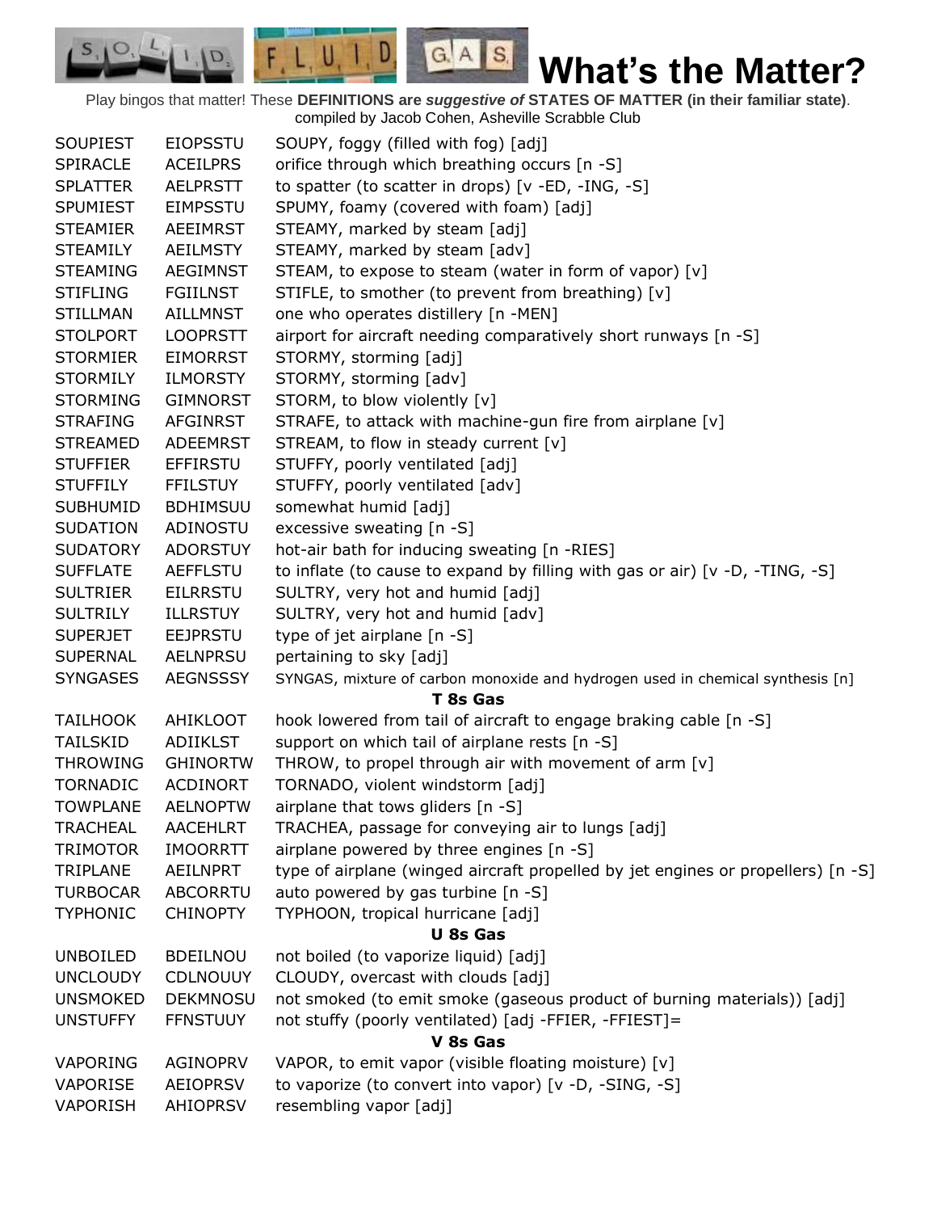# What's the Matter?

Play bingos that matter! These **DEFINITIONS are *suggestive of* STATES OF MATTER (in their familiar state)**.
compiled by Jacob Cohen, Asheville Scrabble Club

| | | |
|---|---|---|
| SOUPIEST | EIOPSSTU | SOUPY, foggy (filled with fog) [adj] |
| SPIRACLE | ACEILPRS | orifice through which breathing occurs [n -S] |
| SPLATTER | AELPRSTT | to spatter (to scatter in drops) [v -ED, -ING, -S] |
| SPUMIEST | EIMPSSTU | SPUMY, foamy (covered with foam) [adj] |
| STEAMIER | AEEIMRST | STEAMY, marked by steam [adj] |
| STEAMILY | AEILMSTY | STEAMY, marked by steam [adv] |
| STEAMING | AEGIMNST | STEAM, to expose to steam (water in form of vapor) [v] |
| STIFLING | FGIILNST | STIFLE, to smother (to prevent from breathing) [v] |
| STILLMAN | AILLMNST | one who operates distillery [n -MEN] |
| STOLPORT | LOOPRSTT | airport for aircraft needing comparatively short runways [n -S] |
| STORMIER | EIMORRST | STORMY, storming [adj] |
| STORMILY | ILMORSTY | STORMY, storming [adv] |
| STORMING | GIMNORST | STORM, to blow violently [v] |
| STRAFING | AFGINRST | STRAFE, to attack with machine-gun fire from airplane [v] |
| STREAMED | ADEEMRST | STREAM, to flow in steady current [v] |
| STUFFIER | EFFIRSTU | STUFFY, poorly ventilated [adj] |
| STUFFILY | FFILSTUY | STUFFY, poorly ventilated [adv] |
| SUBHUMID | BDHIMSUU | somewhat humid [adj] |
| SUDATION | ADINOSTU | excessive sweating [n -S] |
| SUDATORY | ADORSTUY | hot-air bath for inducing sweating [n -RIES] |
| SUFFLATE | AEFFLSTU | to inflate (to cause to expand by filling with gas or air) [v -D, -TING, -S] |
| SULTRIER | EILRRSTU | SULTRY, very hot and humid [adj] |
| SULTRILY | ILLRSTUY | SULTRY, very hot and humid [adv] |
| SUPERJET | EEJPRSTU | type of jet airplane [n -S] |
| SUPERNAL | AELNPRSU | pertaining to sky [adj] |
| SYNGASES | AEGNSSSY | SYNGAS, mixture of carbon monoxide and hydrogen used in chemical synthesis [n] |
| | | **T 8s Gas** |
| TAILHOOK | AHIKLOOT | hook lowered from tail of aircraft to engage braking cable [n -S] |
| TAILSKID | ADIIKLST | support on which tail of airplane rests [n -S] |
| THROWING | GHINORTW | THROW, to propel through air with movement of arm [v] |
| TORNADIC | ACDINORT | TORNADO, violent windstorm [adj] |
| TOWPLANE | AELNOPTW | airplane that tows gliders [n -S] |
| TRACHEAL | AACEHLRT | TRACHEA, passage for conveying air to lungs [adj] |
| TRIMOTOR | IMOORRTT | airplane powered by three engines [n -S] |
| TRIPLANE | AEILNPRT | type of airplane (winged aircraft propelled by jet engines or propellers) [n -S] |
| TURBOCAR | ABCORRTU | auto powered by gas turbine [n -S] |
| TYPHONIC | CHINOPTY | TYPHOON, tropical hurricane [adj] |
| | | **U 8s Gas** |
| UNBOILED | BDEILNOU | not boiled (to vaporize liquid) [adj] |
| UNCLOUDY | CDLNOUUY | CLOUDY, overcast with clouds [adj] |
| UNSMOKED | DEKMNOSU | not smoked (to emit smoke (gaseous product of burning materials)) [adj] |
| UNSTUFFY | FFNSTUUY | not stuffy (poorly ventilated) [adj -FFIER, -FFIEST]= |
| | | **V 8s Gas** |
| VAPORING | AGINOPRV | VAPOR, to emit vapor (visible floating moisture) [v] |
| VAPORISE | AEIOPRSV | to vaporize (to convert into vapor) [v -D, -SING, -S] |
| VAPORISH | AHIOPRSV | resembling vapor [adj] |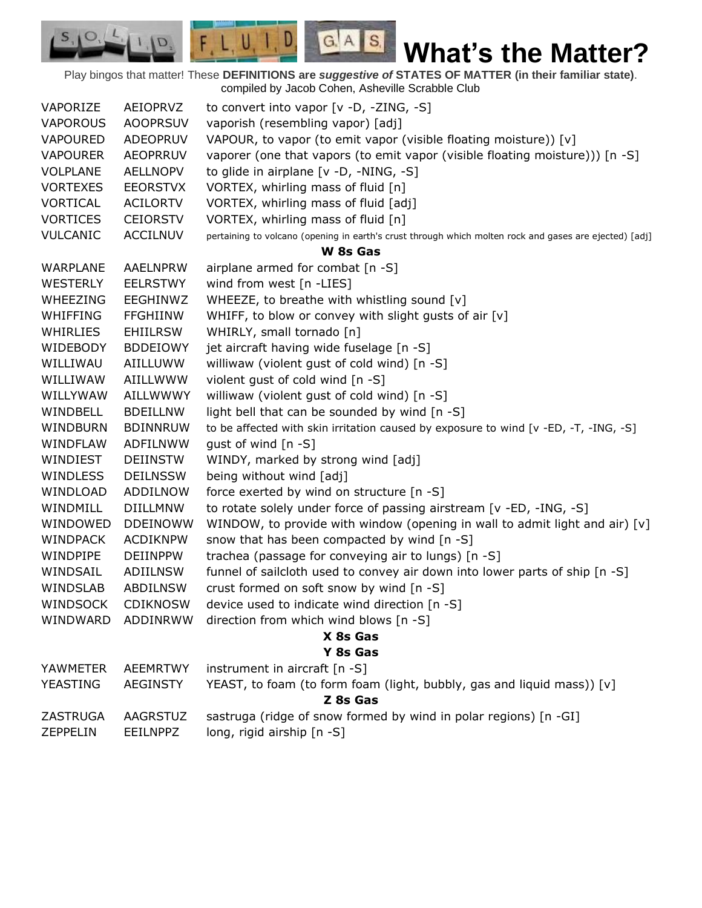# What's the Matter?

Play bingos that matter! These **DEFINITIONS are *suggestive of* STATES OF MATTER (in their familiar state)**.
compiled by Jacob Cohen, Asheville Scrabble Club

| | | |
|---|---|---|
| VAPORIZE | AEIOPRVZ | to convert into vapor [v -D, -ZING, -S] |
| VAPOROUS | AOOPRSUV | vaporish (resembling vapor) [adj] |
| VAPOURED | ADEOPRUV | VAPOUR, to vapor (to emit vapor (visible floating moisture)) [v] |
| VAPOURER | AEOPRRUV | vaporer (one that vapors (to emit vapor (visible floating moisture))) [n -S] |
| VOLPLANE | AELLNOPV | to glide in airplane [v -D, -NING, -S] |
| VORTEXES | EEORSTVX | VORTEX, whirling mass of fluid [n] |
| VORTICAL | ACILORTV | VORTEX, whirling mass of fluid [adj] |
| VORTICES | CEIORSTV | VORTEX, whirling mass of fluid [n] |
| VULCANIC | ACCILNUV | pertaining to volcano (opening in earth's crust through which molten rock and gases are ejected) [adj] |
| | | **W 8s Gas** |
| WARPLANE | AAELNPRW | airplane armed for combat [n -S] |
| WESTERLY | EELRSTWY | wind from west [n -LIES] |
| WHEEZING | EEGHINWZ | WHEEZE, to breathe with whistling sound [v] |
| WHIFFING | FFGHIINW | WHIFF, to blow or convey with slight gusts of air [v] |
| WHIRLIES | EHIILRSW | WHIRLY, small tornado [n] |
| WIDEBODY | BDDEIOWY | jet aircraft having wide fuselage [n -S] |
| WILLIWAU | AIILLUWW | williwaw (violent gust of cold wind) [n -S] |
| WILLIWAW | AIILLWWW | violent gust of cold wind [n -S] |
| WILLYWAW | AILLWWWY | williwaw (violent gust of cold wind) [n -S] |
| WINDBELL | BDEILLNW | light bell that can be sounded by wind [n -S] |
| WINDBURN | BDINNRUW | to be affected with skin irritation caused by exposure to wind [v -ED, -T, -ING, -S] |
| WINDFLAW | ADFILNWW | gust of wind [n -S] |
| WINDIEST | DEIINSTW | WINDY, marked by strong wind [adj] |
| WINDLESS | DEILNSSW | being without wind [adj] |
| WINDLOAD | ADDILNOW | force exerted by wind on structure [n -S] |
| WINDMILL | DIILLMNW | to rotate solely under force of passing airstream [v -ED, -ING, -S] |
| WINDOWED | DDEINOWW | WINDOW, to provide with window (opening in wall to admit light and air) [v] |
| WINDPACK | ACDIKNPW | snow that has been compacted by wind [n -S] |
| WINDPIPE | DEIINPPW | trachea (passage for conveying air to lungs) [n -S] |
| WINDSAIL | ADIILNSW | funnel of sailcloth used to convey air down into lower parts of ship [n -S] |
| WINDSLAB | ABDILNSW | crust formed on soft snow by wind [n -S] |
| WINDSOCK | CDIKNOSW | device used to indicate wind direction [n -S] |
| WINDWARD | ADDINRWW | direction from which wind blows [n -S] |
| | | **X 8s Gas** |
| | | **Y 8s Gas** |
| YAWMETER | AEEMRTWY | instrument in aircraft [n -S] |
| YEASTING | AEGINSTY | YEAST, to foam (to form foam (light, bubbly, gas and liquid mass)) [v] |
| | | **Z 8s Gas** |
| ZASTRUGA | AAGRSTUZ | sastruga (ridge of snow formed by wind in polar regions) [n -GI] |
| ZEPPELIN | EEILNPPZ | long, rigid airship [n -S] |